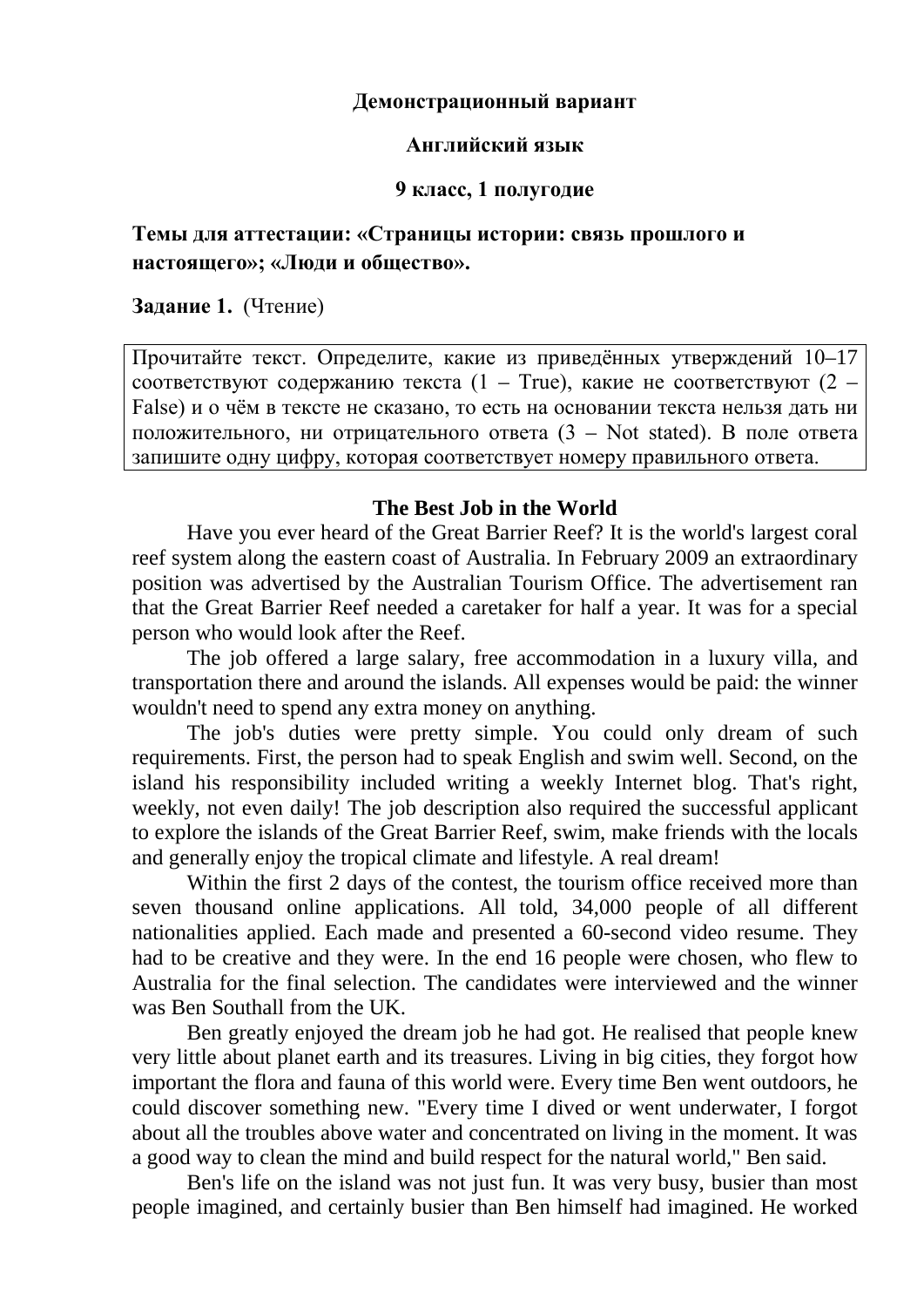**Демонстрационный вариант**

**Английский язык**

**9 класс, 1 полугодие**

**Темы для аттестации: «Страницы истории: связь прошлого и настоящего»; «Люди и общество».**

**Задание 1.** (Чтение)

> Прочитайте текст. Определите, какие из приведённых утверждений 10–17 соответствуют содержанию текста (1 – True), какие не соответствуют (2 – False) и о чём в тексте не сказано, то есть на основании текста нельзя дать ни положительного, ни отрицательного ответа (3 – Not stated). В поле ответа запишите одну цифру, которая соответствует номеру правильного ответа.

**The Best Job in the World**

Have you ever heard of the Great Barrier Reef? It is the world's largest coral reef system along the eastern coast of Australia. In February 2009 an extraordinary position was advertised by the Australian Tourism Office. The advertisement ran that the Great Barrier Reef needed a caretaker for half a year. It was for a special person who would look after the Reef.

The job offered a large salary, free accommodation in a luxury villa, and transportation there and around the islands. All expenses would be paid: the winner wouldn't need to spend any extra money on anything.

The job's duties were pretty simple. You could only dream of such requirements. First, the person had to speak English and swim well. Second, on the island his responsibility included writing a weekly Internet blog. That's right, weekly, not even daily! The job description also required the successful applicant to explore the islands of the Great Barrier Reef, swim, make friends with the locals and generally enjoy the tropical climate and lifestyle. A real dream!

Within the first 2 days of the contest, the tourism office received more than seven thousand online applications. All told, 34,000 people of all different nationalities applied. Each made and presented a 60-second video resume. They had to be creative and they were. In the end 16 people were chosen, who flew to Australia for the final selection. The candidates were interviewed and the winner was Ben Southall from the UK.

Ben greatly enjoyed the dream job he had got. He realised that people knew very little about planet earth and its treasures. Living in big cities, they forgot how important the flora and fauna of this world were. Every time Ben went outdoors, he could discover something new. "Every time I dived or went underwater, I forgot about all the troubles above water and concentrated on living in the moment. It was a good way to clean the mind and build respect for the natural world," Ben said.

Ben's life on the island was not just fun. It was very busy, busier than most people imagined, and certainly busier than Ben himself had imagined. He worked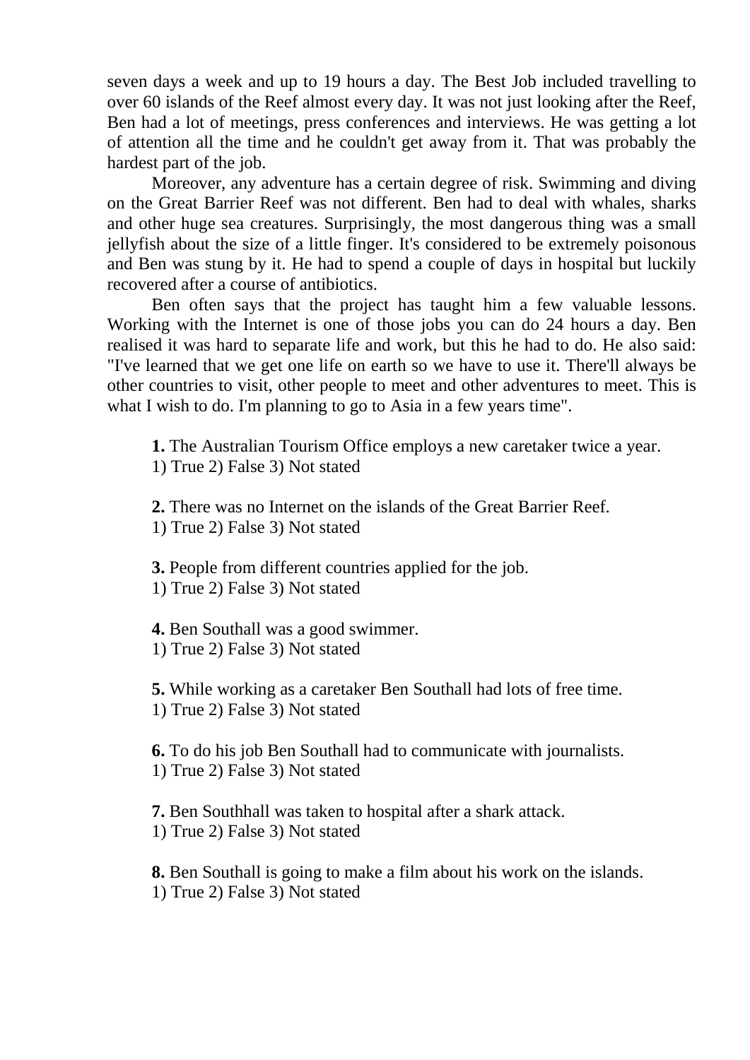seven days a week and up to 19 hours a day. The Best Job included travelling to over 60 islands of the Reef almost every day. It was not just looking after the Reef, Ben had a lot of meetings, press conferences and interviews. He was getting a lot of attention all the time and he couldn't get away from it. That was probably the hardest part of the job.

Moreover, any adventure has a certain degree of risk. Swimming and diving on the Great Barrier Reef was not different. Ben had to deal with whales, sharks and other huge sea creatures. Surprisingly, the most dangerous thing was a small jellyfish about the size of a little finger. It's considered to be extremely poisonous and Ben was stung by it. He had to spend a couple of days in hospital but luckily recovered after a course of antibiotics.

Ben often says that the project has taught him a few valuable lessons. Working with the Internet is one of those jobs you can do 24 hours a day. Ben realised it was hard to separate life and work, but this he had to do. He also said: "I've learned that we get one life on earth so we have to use it. There'll always be other countries to visit, other people to meet and other adventures to meet. This is what I wish to do. I'm planning to go to Asia in a few years time".

**1.** The Australian Tourism Office employs a new caretaker twice a year.
1) True 2) False 3) Not stated

**2.** There was no Internet on the islands of the Great Barrier Reef.
1) True 2) False 3) Not stated

**3.** People from different countries applied for the job.
1) True 2) False 3) Not stated

**4.** Ben Southall was a good swimmer.
1) True 2) False 3) Not stated

**5.** While working as a caretaker Ben Southall had lots of free time.
1) True 2) False 3) Not stated

**6.** To do his job Ben Southall had to communicate with journalists.
1) True 2) False 3) Not stated

**7.** Ben Southhall was taken to hospital after a shark attack.
1) True 2) False 3) Not stated

**8.** Ben Southall is going to make a film about his work on the islands.
1) True 2) False 3) Not stated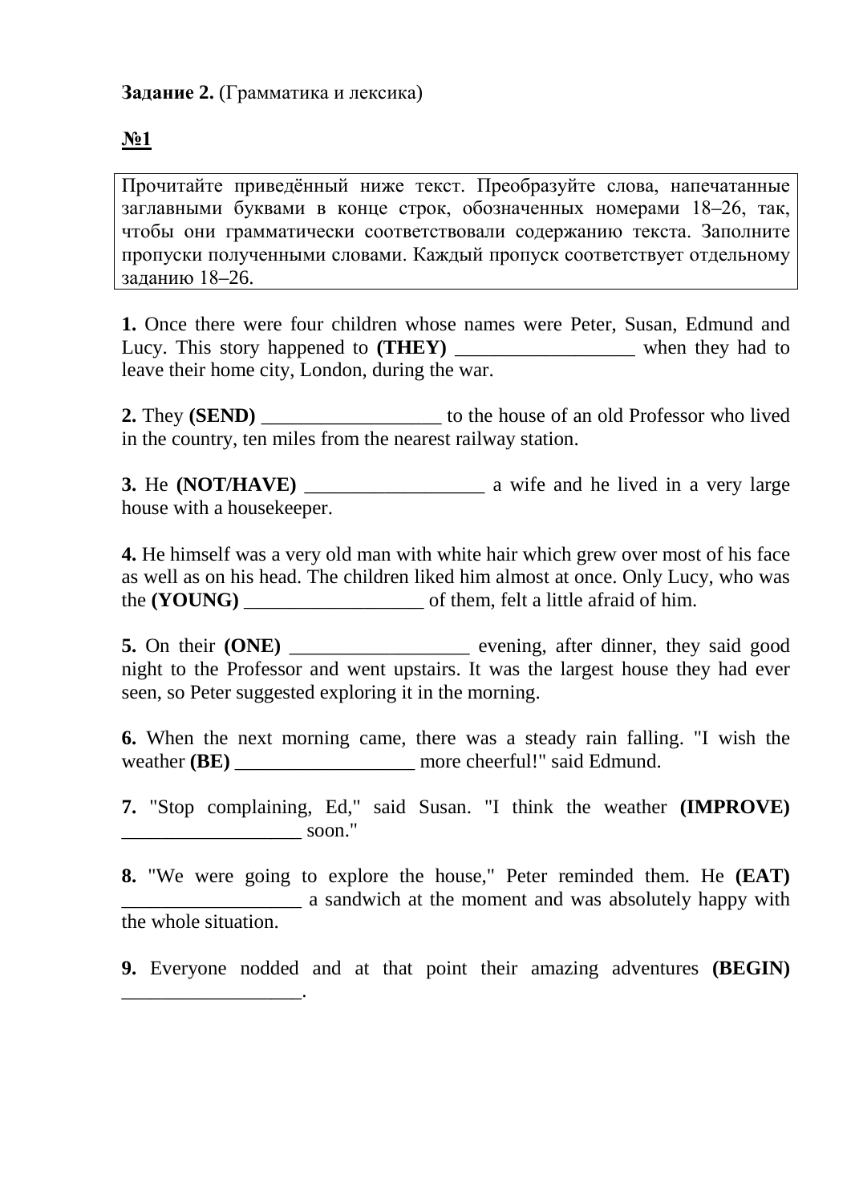**Задание 2.** (Грамматика и лексика)

**№1**

Прочитайте приведённый ниже текст. Преобразуйте слова, напечатанные заглавными буквами в конце строк, обозначенных номерами 18–26, так, чтобы они грамматически соответствовали содержанию текста. Заполните пропуски полученными словами. Каждый пропуск соответствует отдельному заданию 18–26.

**1.** Once there were four children whose names were Peter, Susan, Edmund and Lucy. This story happened to **(THEY)** __________________ when they had to leave their home city, London, during the war.

**2.** They **(SEND)** __________________ to the house of an old Professor who lived in the country, ten miles from the nearest railway station.

**3.** He **(NOT/HAVE)** __________________ a wife and he lived in a very large house with a housekeeper.

**4.** He himself was a very old man with white hair which grew over most of his face as well as on his head. The children liked him almost at once. Only Lucy, who was the **(YOUNG)** __________________ of them, felt a little afraid of him.

**5.** On their **(ONE)** __________________ evening, after dinner, they said good night to the Professor and went upstairs. It was the largest house they had ever seen, so Peter suggested exploring it in the morning.

**6.** When the next morning came, there was a steady rain falling. "I wish the weather **(BE)** __________________ more cheerful!" said Edmund.

**7.** "Stop complaining, Ed," said Susan. "I think the weather **(IMPROVE)** __________________ soon."

**8.** "We were going to explore the house," Peter reminded them. He **(EAT)** __________________ a sandwich at the moment and was absolutely happy with the whole situation.

**9.** Everyone nodded and at that point their amazing adventures **(BEGIN)** __________________.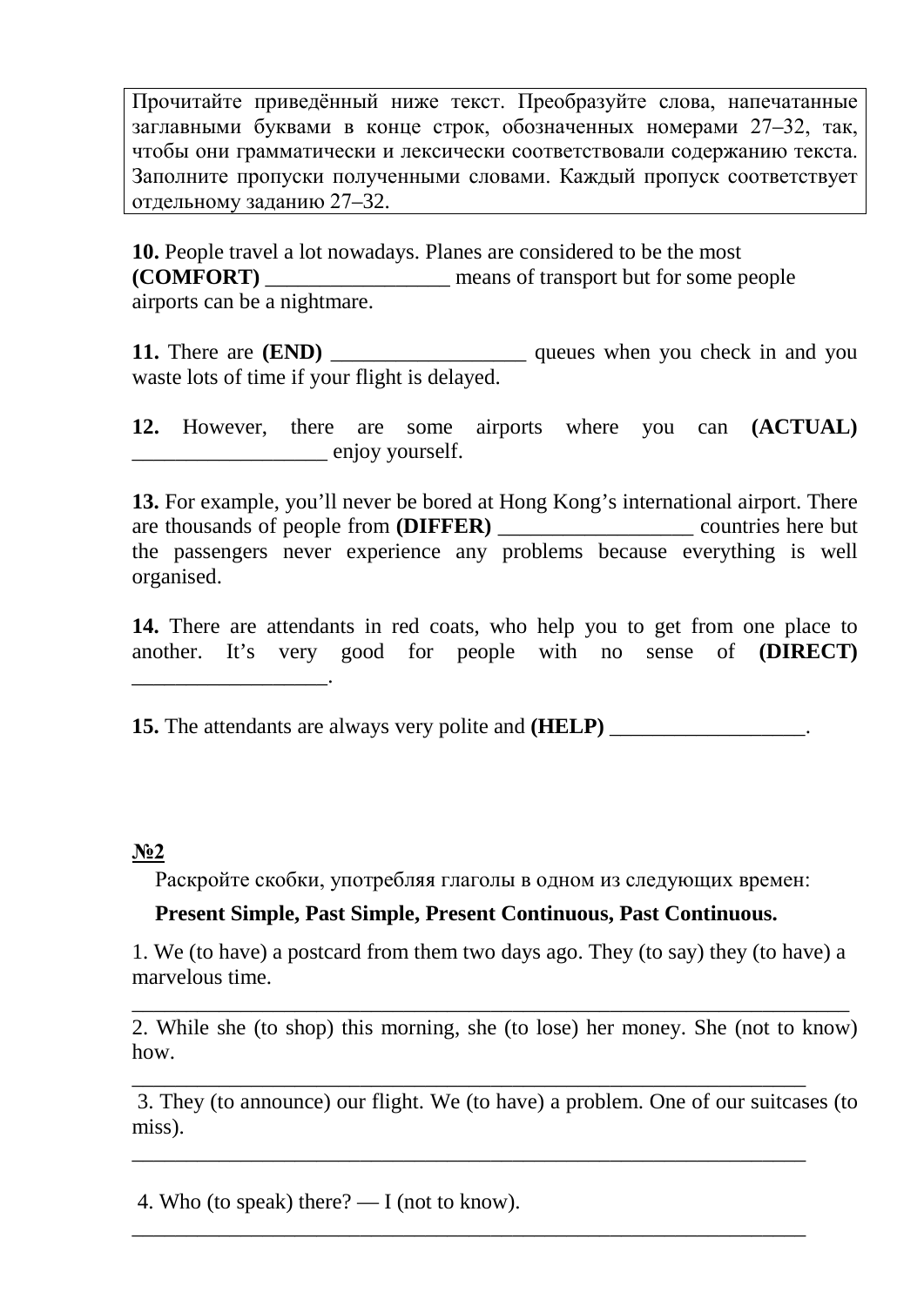Прочитайте приведённый ниже текст. Преобразуйте слова, напечатанные заглавными буквами в конце строк, обозначенных номерами 27–32, так, чтобы они грамматически и лексически соответствовали содержанию текста. Заполните пропуски полученными словами. Каждый пропуск соответствует отдельному заданию 27–32.

**10.** People travel a lot nowadays. Planes are considered to be the most **(COMFORT)** _________________ means of transport but for some people airports can be a nightmare.

**11.** There are **(END)** __________________ queues when you check in and you waste lots of time if your flight is delayed.

**12.** However, there are some airports where you can **(ACTUAL)** __________________ enjoy yourself.

**13.** For example, you'll never be bored at Hong Kong's international airport. There are thousands of people from **(DIFFER)** __________________ countries here but the passengers never experience any problems because everything is well organised.

**14.** There are attendants in red coats, who help you to get from one place to another. It's very good for people with no sense of **(DIRECT)** __________________.

**15.** The attendants are always very polite and **(HELP)** __________________.

**№2**

Раскройте скобки, употребляя глаголы в одном из следующих времен:

**Present Simple, Past Simple, Present Continuous, Past Continuous.**

1. We (to have) a postcard from them two days ago. They (to say) they (to have) a marvelous time.

_________________________________________________________________

2. While she (to shop) this morning, she (to lose) her money. She (not to know) how.

_________________________________________________________________

3. They (to announce) our flight. We (to have) a problem. One of our suitcases (to miss).

_________________________________________________________________

4. Who (to speak) there? — I (not to know).

_________________________________________________________________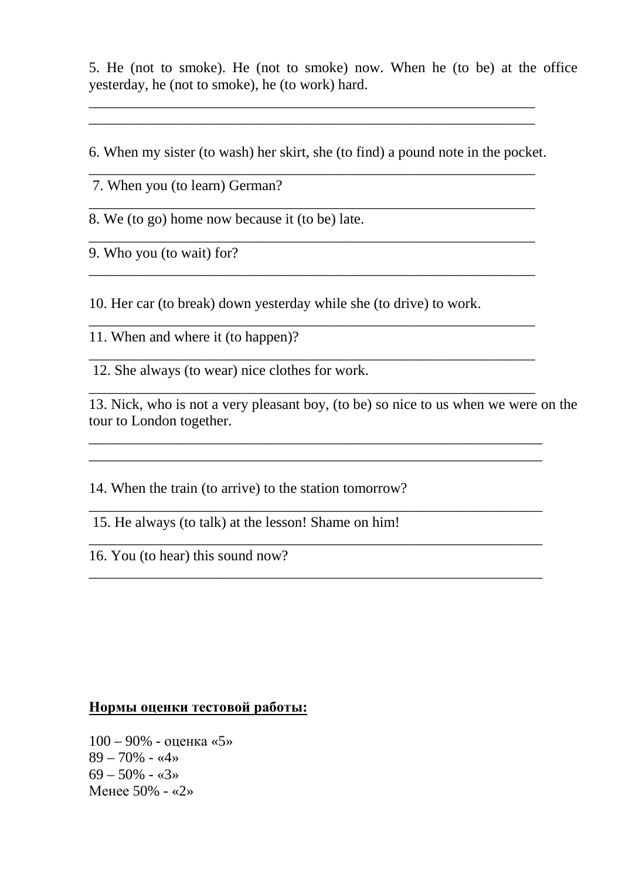5. He (not to smoke). He (not to smoke) now. When he (to be) at the office yesterday, he (not to smoke), he (to work) hard.

_______________________________________________________________

_______________________________________________________________

6. When my sister (to wash) her skirt, she (to find) a pound note in the pocket.

_______________________________________________________________

7. When you (to learn) German?

_______________________________________________________________

8. We (to go) home now because it (to be) late.

_______________________________________________________________

9. Who you (to wait) for?

_______________________________________________________________

10. Her car (to break) down yesterday while she (to drive) to work.

_______________________________________________________________

11. When and where it (to happen)?

_______________________________________________________________

12. She always (to wear) nice clothes for work.

_______________________________________________________________

13. Nick, who is not a very pleasant boy, (to be) so nice to us when we were on the tour to London together.

_______________________________________________________________

_______________________________________________________________

14. When the train (to arrive) to the station tomorrow?

_______________________________________________________________

15. He always (to talk) at the lesson! Shame on him!

_______________________________________________________________

16. You (to hear) this sound now?

_______________________________________________________________

**Нормы оценки тестовой работы:**

100 – 90% - оценка «5»
89 – 70% - «4»
69 – 50% - «3»
Менее 50% - «2»